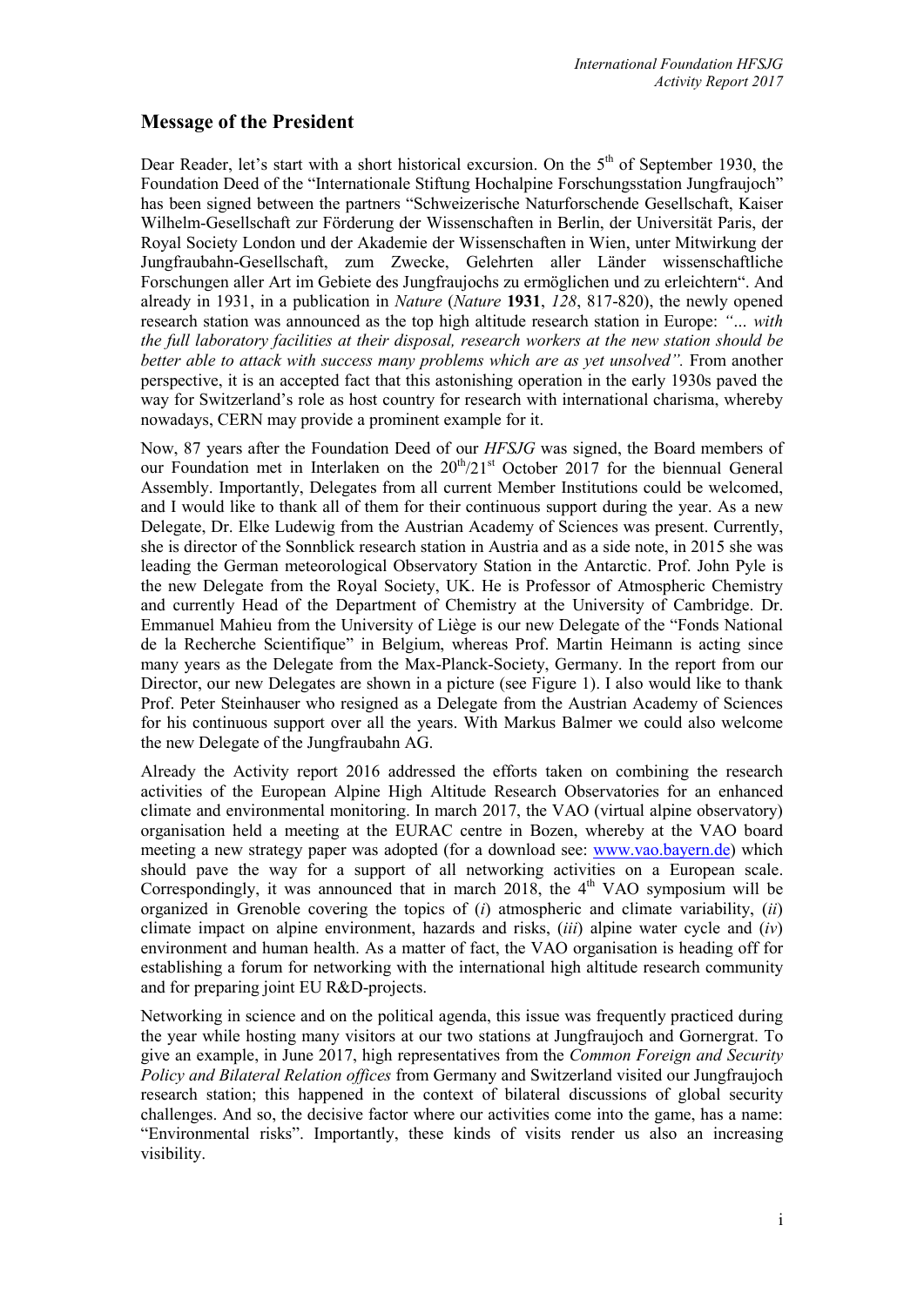## Message of the President

Dear Reader, let's start with a short historical excursion. On the 5th of September 1930, the Foundation Deed of the "Internationale Stiftung Hochalpine Forschungsstation Jungfraujoch" has been signed between the partners "Schweizerische Naturforschende Gesellschaft, Kaiser Wilhelm-Gesellschaft zur Förderung der Wissenschaften in Berlin, der Universität Paris, der Royal Society London und der Akademie der Wissenschaften in Wien, unter Mitwirkung der Jungfraubahn-Gesellschaft, zum Zwecke, Gelehrten aller Länder wissenschaftliche Forschungen aller Art im Gebiete des Jungfraujochs zu ermöglichen und zu erleichtern". And already in 1931, in a publication in *Nature* (*Nature* **1931**, *128*, 817-820), the newly opened research station was announced as the top high altitude research station in Europe: *"... with the full laboratory facilities at their disposal, research workers at the new station should be better able to attack with success many problems which are as yet unsolved".* From another perspective, it is an accepted fact that this astonishing operation in the early 1930s paved the way for Switzerland's role as host country for research with international charisma, whereby nowadays, CERN may provide a prominent example for it.

Now, 87 years after the Foundation Deed of our *HFSJG* was signed, the Board members of our Foundation met in Interlaken on the 20th/21st October 2017 for the biennual General Assembly. Importantly, Delegates from all current Member Institutions could be welcomed, and I would like to thank all of them for their continuous support during the year. As a new Delegate, Dr. Elke Ludewig from the Austrian Academy of Sciences was present. Currently, she is director of the Sonnblick research station in Austria and as a side note, in 2015 she was leading the German meteorological Observatory Station in the Antarctic. Prof. John Pyle is the new Delegate from the Royal Society, UK. He is Professor of Atmospheric Chemistry and currently Head of the Department of Chemistry at the University of Cambridge. Dr. Emmanuel Mahieu from the University of Liège is our new Delegate of the "Fonds National de la Recherche Scientifique" in Belgium, whereas Prof. Martin Heimann is acting since many years as the Delegate from the Max-Planck-Society, Germany. In the report from our Director, our new Delegates are shown in a picture (see Figure 1). I also would like to thank Prof. Peter Steinhauser who resigned as a Delegate from the Austrian Academy of Sciences for his continuous support over all the years. With Markus Balmer we could also welcome the new Delegate of the Jungfraubahn AG.

Already the Activity report 2016 addressed the efforts taken on combining the research activities of the European Alpine High Altitude Research Observatories for an enhanced climate and environmental monitoring. In march 2017, the VAO (virtual alpine observatory) organisation held a meeting at the EURAC centre in Bozen, whereby at the VAO board meeting a new strategy paper was adopted (for a download see: www.vao.bayern.de) which should pave the way for a support of all networking activities on a European scale. Correspondingly, it was announced that in march 2018, the 4th VAO symposium will be organized in Grenoble covering the topics of (*i*) atmospheric and climate variability, (*ii*) climate impact on alpine environment, hazards and risks, (*iii*) alpine water cycle and (*iv*) environment and human health. As a matter of fact, the VAO organisation is heading off for establishing a forum for networking with the international high altitude research community and for preparing joint EU R&D-projects.

Networking in science and on the political agenda, this issue was frequently practiced during the year while hosting many visitors at our two stations at Jungfraujoch and Gornergrat. To give an example, in June 2017, high representatives from the *Common Foreign and Security Policy and Bilateral Relation offices* from Germany and Switzerland visited our Jungfraujoch research station; this happened in the context of bilateral discussions of global security challenges. And so, the decisive factor where our activities come into the game, has a name: "Environmental risks". Importantly, these kinds of visits render us also an increasing visibility.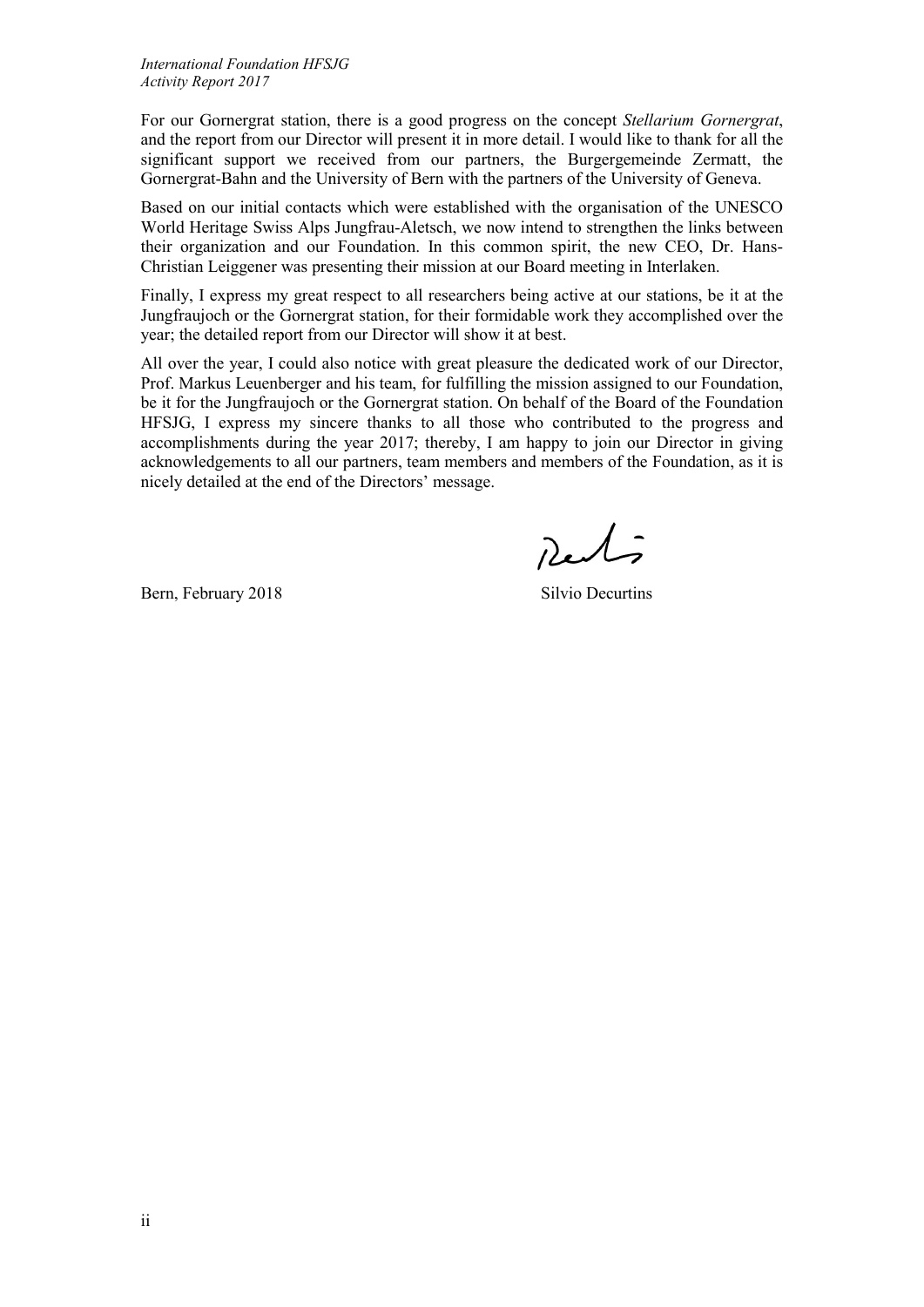For our Gornergrat station, there is a good progress on the concept *Stellarium Gornergrat*, and the report from our Director will present it in more detail. I would like to thank for all the significant support we received from our partners, the Burgergemeinde Zermatt, the Gornergrat-Bahn and the University of Bern with the partners of the University of Geneva.

Based on our initial contacts which were established with the organisation of the UNESCO World Heritage Swiss Alps Jungfrau-Aletsch, we now intend to strengthen the links between their organization and our Foundation. In this common spirit, the new CEO, Dr. Hans-Christian Leiggener was presenting their mission at our Board meeting in Interlaken.

Finally, I express my great respect to all researchers being active at our stations, be it at the Jungfraujoch or the Gornergrat station, for their formidable work they accomplished over the year; the detailed report from our Director will show it at best.

All over the year, I could also notice with great pleasure the dedicated work of our Director, Prof. Markus Leuenberger and his team, for fulfilling the mission assigned to our Foundation, be it for the Jungfraujoch or the Gornergrat station. On behalf of the Board of the Foundation HFSJG, I express my sincere thanks to all those who contributed to the progress and accomplishments during the year 2017; thereby, I am happy to join our Director in giving acknowledgements to all our partners, team members and members of the Foundation, as it is nicely detailed at the end of the Directors' message.

Bern, February 2018

Silvio Decurtins